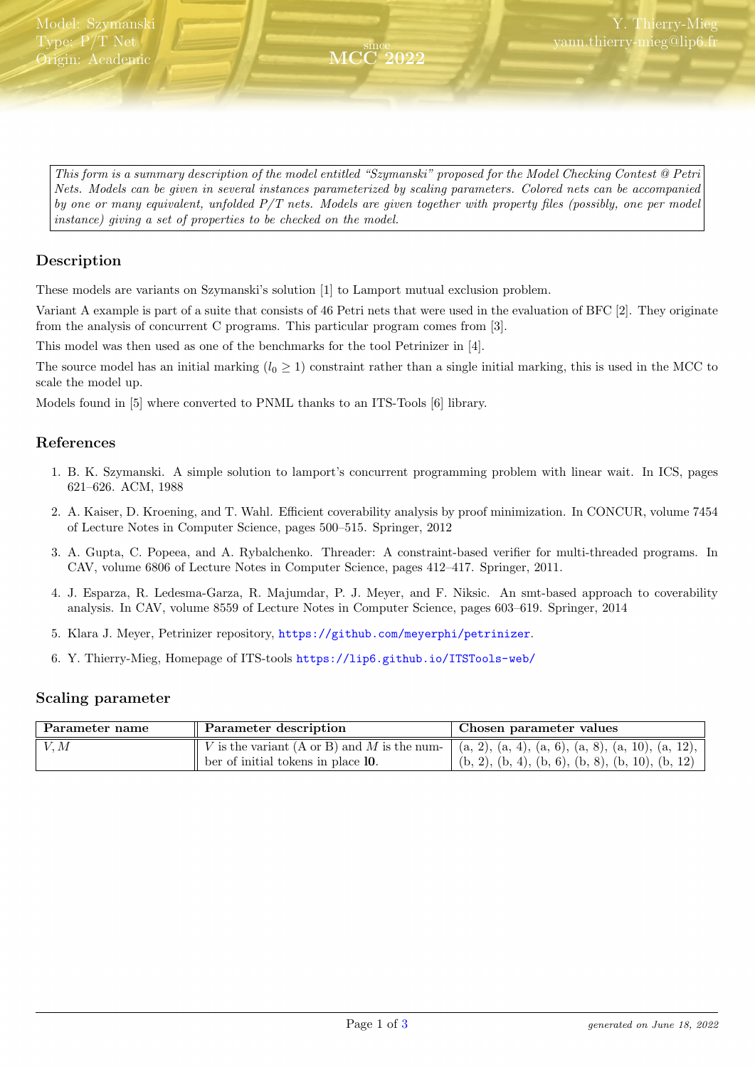Model: Szymanski
Type: P/T Net
Origin: Academic

since
MCC 2022

Y. Thierry-Mieg
yann.thierry-mieg@lip6.fr

*This form is a summary description of the model entitled "Szymanski" proposed for the Model Checking Contest @ Petri Nets. Models can be given in several instances parameterized by scaling parameters. Colored nets can be accompanied by one or many equivalent, unfolded P/T nets. Models are given together with property files (possibly, one per model instance) giving a set of properties to be checked on the model.*

## Description

These models are variants on Szymanski's solution [1] to Lamport mutual exclusion problem.

Variant A example is part of a suite that consists of 46 Petri nets that were used in the evaluation of BFC [2]. They originate from the analysis of concurrent C programs. This particular program comes from [3].

This model was then used as one of the benchmarks for the tool Petrinizer in [4].

The source model has an initial marking ($l_0 \geq 1$) constraint rather than a single initial marking, this is used in the MCC to scale the model up.

Models found in [5] where converted to PNML thanks to an ITS-Tools [6] library.

## References

1. B. K. Szymanski. A simple solution to lamport's concurrent programming problem with linear wait. In ICS, pages 621–626. ACM, 1988
2. A. Kaiser, D. Kroening, and T. Wahl. Efficient coverability analysis by proof minimization. In CONCUR, volume 7454 of Lecture Notes in Computer Science, pages 500–515. Springer, 2012
3. A. Gupta, C. Popeea, and A. Rybalchenko. Threader: A constraint-based verifier for multi-threaded programs. In CAV, volume 6806 of Lecture Notes in Computer Science, pages 412–417. Springer, 2011.
4. J. Esparza, R. Ledesma-Garza, R. Majumdar, P. J. Meyer, and F. Niksic. An smt-based approach to coverability analysis. In CAV, volume 8559 of Lecture Notes in Computer Science, pages 603–619. Springer, 2014
5. Klara J. Meyer, Petrinizer repository, https://github.com/meyerphi/petrinizer.
6. Y. Thierry-Mieg, Homepage of ITS-tools https://lip6.github.io/ITSTools-web/

## Scaling parameter

| Parameter name | Parameter description | Chosen parameter values |
|---|---|---|
| $V, M$ | $V$ is the variant (A or B) and $M$ is the number of initial tokens in place **l0**. | (a, 2), (a, 4), (a, 6), (a, 8), (a, 10), (a, 12), (b, 2), (b, 4), (b, 6), (b, 8), (b, 10), (b, 12) |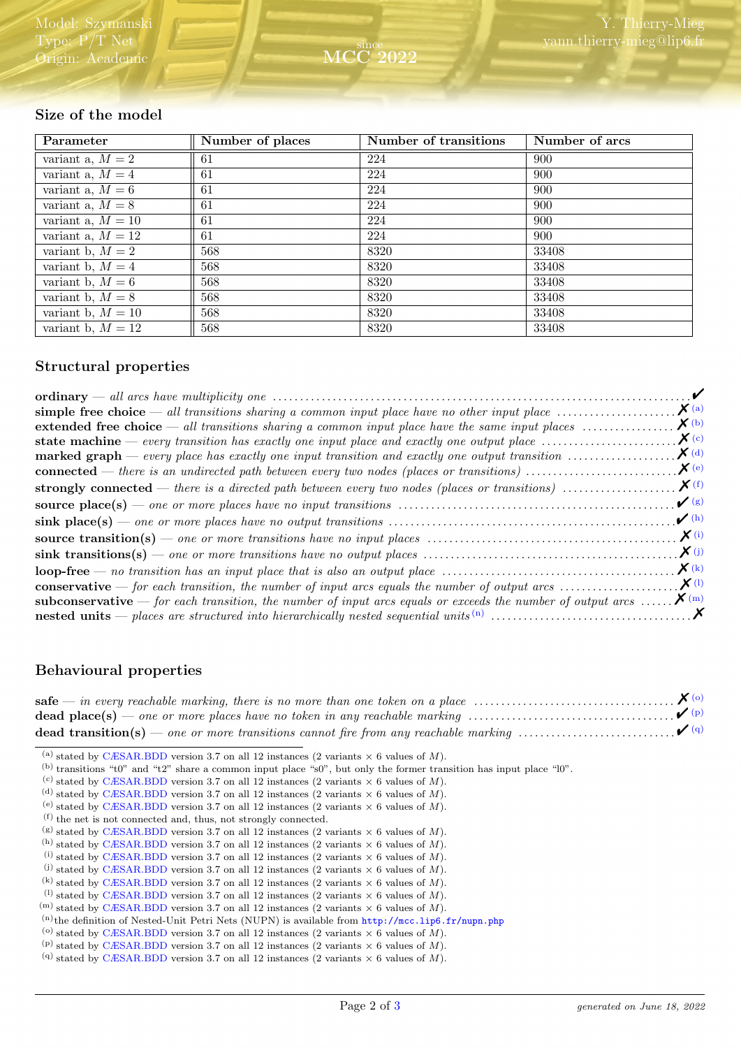## Size of the model

| Parameter | Number of places | Number of transitions | Number of arcs |
|---|---|---|---|
| variant a, $M = 2$ | 61 | 224 | 900 |
| variant a, $M = 4$ | 61 | 224 | 900 |
| variant a, $M = 6$ | 61 | 224 | 900 |
| variant a, $M = 8$ | 61 | 224 | 900 |
| variant a, $M = 10$ | 61 | 224 | 900 |
| variant a, $M = 12$ | 61 | 224 | 900 |
| variant b, $M = 2$ | 568 | 8320 | 33408 |
| variant b, $M = 4$ | 568 | 8320 | 33408 |
| variant b, $M = 6$ | 568 | 8320 | 33408 |
| variant b, $M = 8$ | 568 | 8320 | 33408 |
| variant b, $M = 10$ | 568 | 8320 | 33408 |
| variant b, $M = 12$ | 568 | 8320 | 33408 |

## Structural properties

**ordinary** — *all arcs have multiplicity one* ✔
**simple free choice** — *all transitions sharing a common input place have no other input place* ✗ [a]
**extended free choice** — *all transitions sharing a common input place have the same input places* ✗ [b]
**state machine** — *every transition has exactly one input place and exactly one output place* ✗ [c]
**marked graph** — *every place has exactly one input transition and exactly one output transition* ✗ [d]
**connected** — *there is an undirected path between every two nodes (places or transitions)* ✗ [e]
**strongly connected** — *there is a directed path between every two nodes (places or transitions)* ✗ [f]
**source place(s)** — *one or more places have no input transitions* ✔ [g]
**sink place(s)** — *one or more places have no output transitions* ✔ [h]
**source transition(s)** — *one or more transitions have no input places* ✗ [i]
**sink transitions(s)** — *one or more transitions have no output places* ✗ [j]
**loop-free** — *no transition has an input place that is also an output place* ✗ [k]
**conservative** — *for each transition, the number of input arcs equals the number of output arcs* ✗ [l]
**subconservative** — *for each transition, the number of input arcs equals or exceeds the number of output arcs* ✗ [m]
**nested units** — *places are structured into hierarchically nested sequential units* [n] ✗

## Behavioural properties

**safe** — *in every reachable marking, there is no more than one token on a place* ✗ [o]
**dead place(s)** — *one or more places have no token in any reachable marking* ✔ [p]
**dead transition(s)** — *one or more transitions cannot fire from any reachable marking* ✔ [q]

---

[a] stated by CÆSAR.BDD version 3.7 on all 12 instances (2 variants × 6 values of $M$).
[b] transitions "t0" and "t2" share a common input place "s0", but only the former transition has input place "l0".
[c] stated by CÆSAR.BDD version 3.7 on all 12 instances (2 variants × 6 values of $M$).
[d] stated by CÆSAR.BDD version 3.7 on all 12 instances (2 variants × 6 values of $M$).
[e] stated by CÆSAR.BDD version 3.7 on all 12 instances (2 variants × 6 values of $M$).
[f] the net is not connected and, thus, not strongly connected.
[g] stated by CÆSAR.BDD version 3.7 on all 12 instances (2 variants × 6 values of $M$).
[h] stated by CÆSAR.BDD version 3.7 on all 12 instances (2 variants × 6 values of $M$).
[i] stated by CÆSAR.BDD version 3.7 on all 12 instances (2 variants × 6 values of $M$).
[j] stated by CÆSAR.BDD version 3.7 on all 12 instances (2 variants × 6 values of $M$).
[k] stated by CÆSAR.BDD version 3.7 on all 12 instances (2 variants × 6 values of $M$).
[l] stated by CÆSAR.BDD version 3.7 on all 12 instances (2 variants × 6 values of $M$).
[m] stated by CÆSAR.BDD version 3.7 on all 12 instances (2 variants × 6 values of $M$).
[n] the definition of Nested-Unit Petri Nets (NUPN) is available from http://mcc.lip6.fr/nupn.php
[o] stated by CÆSAR.BDD version 3.7 on all 12 instances (2 variants × 6 values of $M$).
[p] stated by CÆSAR.BDD version 3.7 on all 12 instances (2 variants × 6 values of $M$).
[q] stated by CÆSAR.BDD version 3.7 on all 12 instances (2 variants × 6 values of $M$).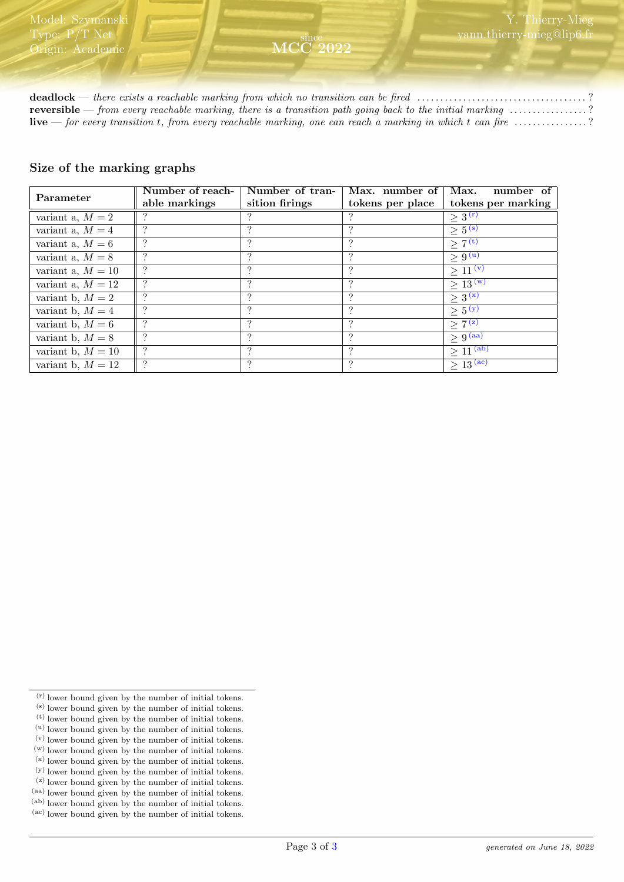**deadlock** — *there exists a reachable marking from which no transition can be fired* ..................................... ?
**reversible** — *from every reachable marking, there is a transition path going back to the initial marking* ................. ?
**live** — *for every transition t, from every reachable marking, one can reach a marking in which t can fire* ................ ?

## Size of the marking graphs

| Parameter | Number of reachable markings | Number of transition firings | Max. number of tokens per place | Max. number of tokens per marking |
|---|---|---|---|---|
| variant a, $M = 2$ | ? | ? | ? | $\geq 3$ [r] |
| variant a, $M = 4$ | ? | ? | ? | $\geq 5$ [s] |
| variant a, $M = 6$ | ? | ? | ? | $\geq 7$ [t] |
| variant a, $M = 8$ | ? | ? | ? | $\geq 9$ [u] |
| variant a, $M = 10$ | ? | ? | ? | $\geq 11$ [v] |
| variant a, $M = 12$ | ? | ? | ? | $\geq 13$ [w] |
| variant b, $M = 2$ | ? | ? | ? | $\geq 3$ [x] |
| variant b, $M = 4$ | ? | ? | ? | $\geq 5$ [y] |
| variant b, $M = 6$ | ? | ? | ? | $\geq 7$ [z] |
| variant b, $M = 8$ | ? | ? | ? | $\geq 9$ [aa] |
| variant b, $M = 10$ | ? | ? | ? | $\geq 11$ [ab] |
| variant b, $M = 12$ | ? | ? | ? | $\geq 13$ [ac] |

[r] lower bound given by the number of initial tokens.
[s] lower bound given by the number of initial tokens.
[t] lower bound given by the number of initial tokens.
[u] lower bound given by the number of initial tokens.
[v] lower bound given by the number of initial tokens.
[w] lower bound given by the number of initial tokens.
[x] lower bound given by the number of initial tokens.
[y] lower bound given by the number of initial tokens.
[z] lower bound given by the number of initial tokens.
[aa] lower bound given by the number of initial tokens.
[ab] lower bound given by the number of initial tokens.
[ac] lower bound given by the number of initial tokens.